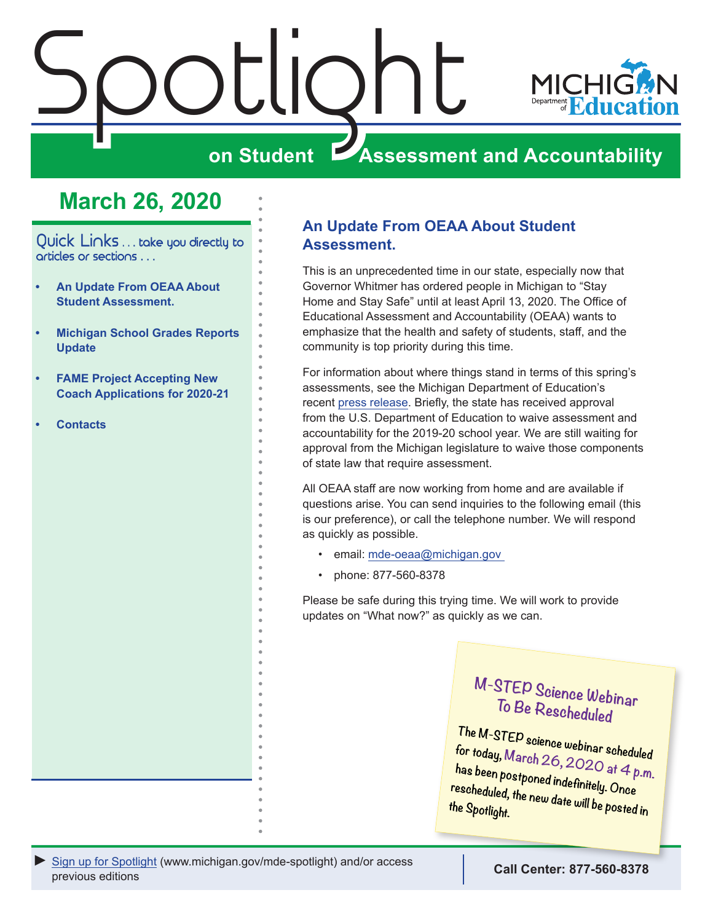# Spotlight on Student Assessment and Accountability

MICHIGAN Department of Education

## March 26, 2020

Quick Links . . . take you directly to articles or sections . . .

- **An Update From OEAA About Student Assessment.**
- **Michigan School Grades Reports Update**
- **FAME Project Accepting New Coach Applications for 2020-21**
- **Contacts**

## An Update From OEAA About Student Assessment.

This is an unprecedented time in our state, especially now that Governor Whitmer has ordered people in Michigan to "Stay Home and Stay Safe" until at least April 13, 2020. The Office of Educational Assessment and Accountability (OEAA) wants to emphasize that the health and safety of students, staff, and the community is top priority during this time.

For information about where things stand in terms of this spring's assessments, see the Michigan Department of Education's recent press release. Briefly, the state has received approval from the U.S. Department of Education to waive assessment and accountability for the 2019-20 school year. We are still waiting for approval from the Michigan legislature to waive those components of state law that require assessment.

All OEAA staff are now working from home and are available if questions arise. You can send inquiries to the following email (this is our preference), or call the telephone number. We will respond as quickly as possible.

- email: mde-oeaa@michigan.gov
- phone: 877-560-8378

Please be safe during this trying time. We will work to provide updates on "What now?" as quickly as we can.

### M-STEP Science Webinar To Be Rescheduled

The M-STEP science webinar scheduled for today, March 26, 2020 at 4 p.m. has been postponed indefinitely. Once rescheduled, the new date will be posted in the Spotlight.

► Sign up for Spotlight (www.michigan.gov/mde-spotlight) and/or access previous editions

**Call Center: 877-560-8378**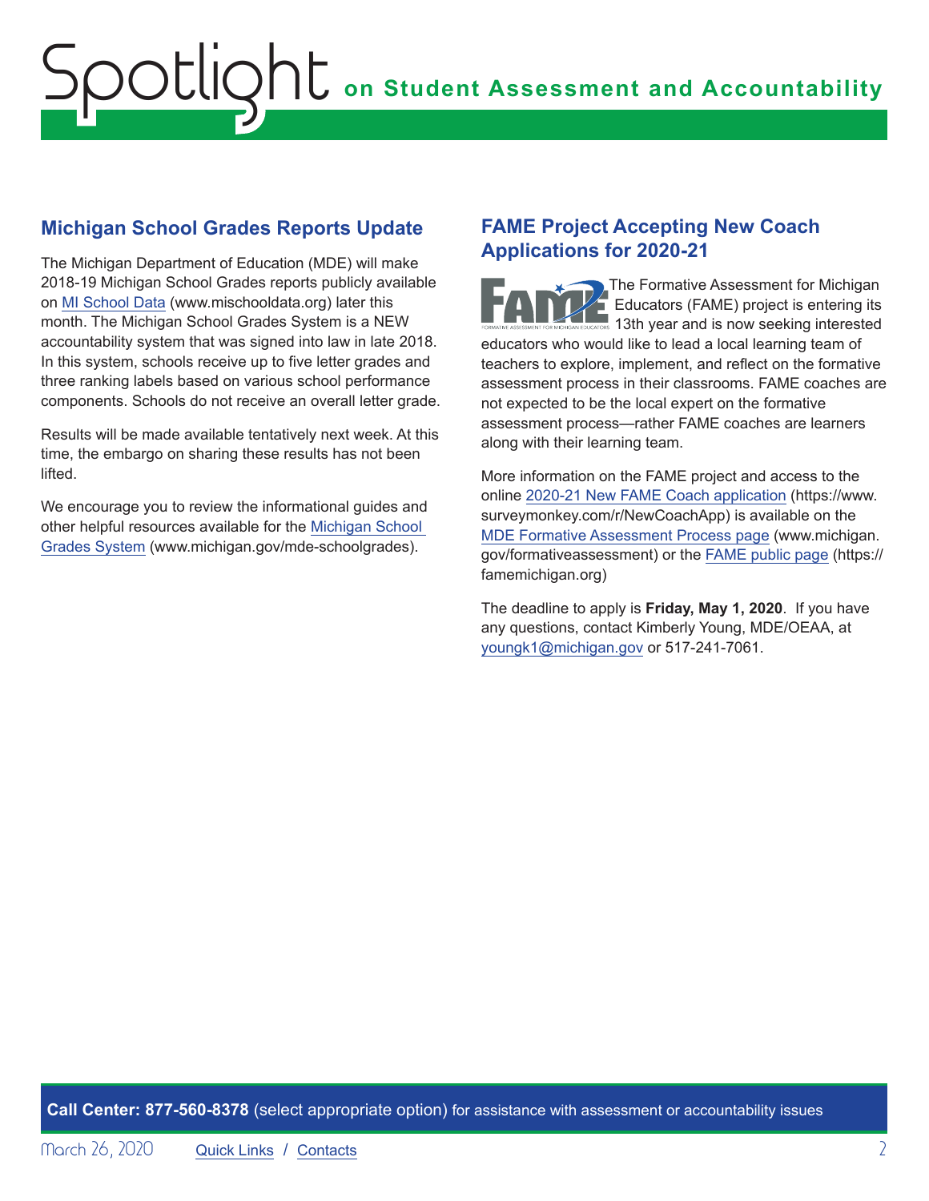## Michigan School Grades Reports Update

The Michigan Department of Education (MDE) will make 2018-19 Michigan School Grades reports publicly available on MI School Data (www.mischooldata.org) later this month. The Michigan School Grades System is a NEW accountability system that was signed into law in late 2018. In this system, schools receive up to five letter grades and three ranking labels based on various school performance components. Schools do not receive an overall letter grade.

Results will be made available tentatively next week. At this time, the embargo on sharing these results has not been lifted.

We encourage you to review the informational guides and other helpful resources available for the Michigan School Grades System (www.michigan.gov/mde-schoolgrades).

## FAME Project Accepting New Coach Applications for 2020-21

The Formative Assessment for Michigan Educators (FAME) project is entering its 13th year and is now seeking interested educators who would like to lead a local learning team of teachers to explore, implement, and reflect on the formative assessment process in their classrooms. FAME coaches are not expected to be the local expert on the formative assessment process—rather FAME coaches are learners along with their learning team.

More information on the FAME project and access to the online 2020-21 New FAME Coach application (https://www.surveymonkey.com/r/NewCoachApp) is available on the MDE Formative Assessment Process page (www.michigan.gov/formativeassessment) or the FAME public page (https://famemichigan.org)

The deadline to apply is **Friday, May 1, 2020**. If you have any questions, contact Kimberly Young, MDE/OEAA, at youngk1@michigan.gov or 517-241-7061.

**Call Center: 877-560-8378** (select appropriate option) for assistance with assessment or accountability issues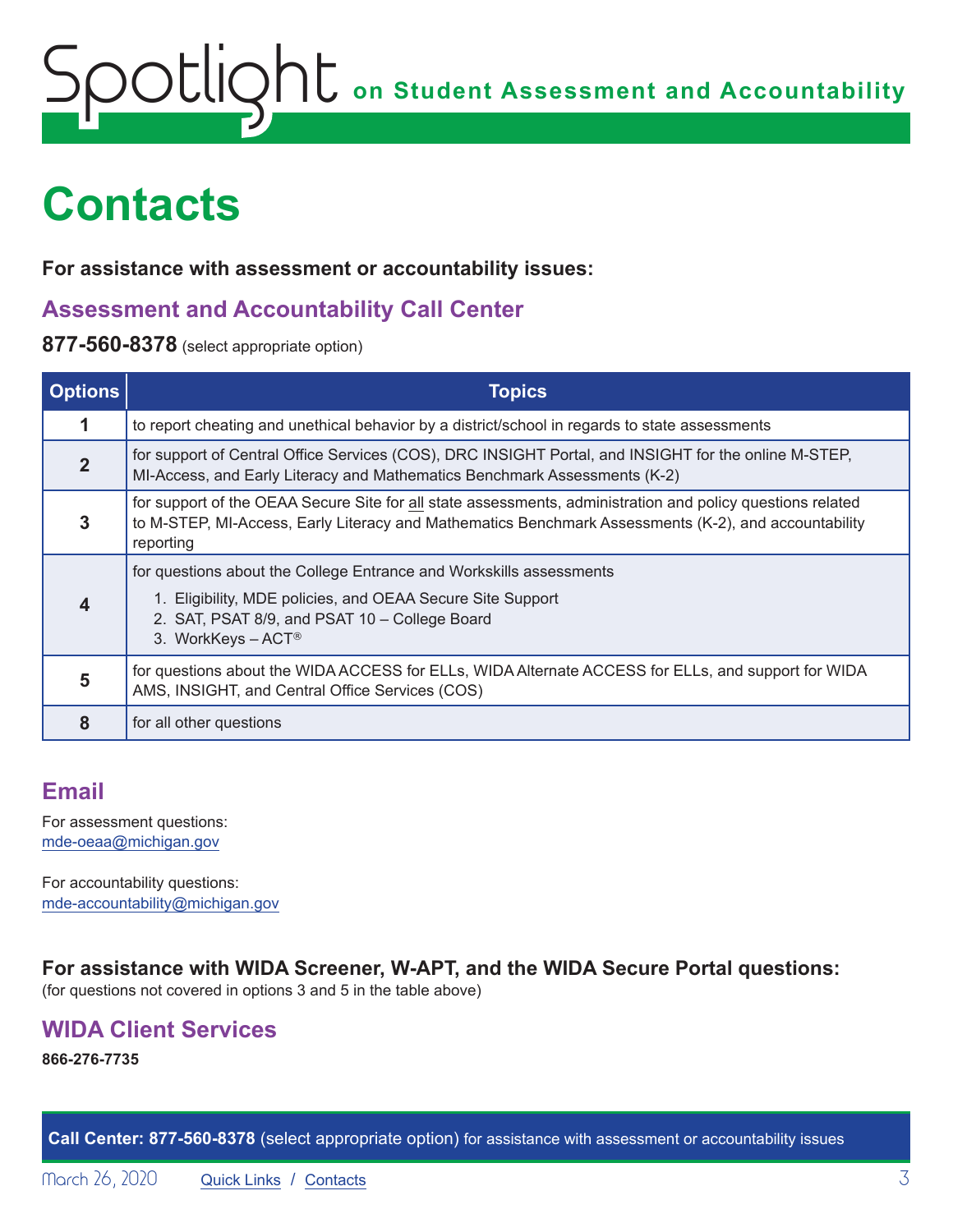# Contacts

**For assistance with assessment or accountability issues:**

## Assessment and Accountability Call Center

**877-560-8378** (select appropriate option)

| Options | Topics |
|---|---|
| **1** | to report cheating and unethical behavior by a district/school in regards to state assessments |
| **2** | for support of Central Office Services (COS), DRC INSIGHT Portal, and INSIGHT for the online M-STEP, MI-Access, and Early Literacy and Mathematics Benchmark Assessments (K-2) |
| **3** | for support of the OEAA Secure Site for all state assessments, administration and policy questions related to M-STEP, MI-Access, Early Literacy and Mathematics Benchmark Assessments (K-2), and accountability reporting |
| **4** | for questions about the College Entrance and Workskills assessments<br>1. Eligibility, MDE policies, and OEAA Secure Site Support<br>2. SAT, PSAT 8/9, and PSAT 10 – College Board<br>3. WorkKeys – ACT® |
| **5** | for questions about the WIDA ACCESS for ELLs, WIDA Alternate ACCESS for ELLs, and support for WIDA AMS, INSIGHT, and Central Office Services (COS) |
| **8** | for all other questions |

## Email

For assessment questions:
mde-oeaa@michigan.gov

For accountability questions:
mde-accountability@michigan.gov

**For assistance with WIDA Screener, W-APT, and the WIDA Secure Portal questions:**
(for questions not covered in options 3 and 5 in the table above)

## WIDA Client Services

**866-276-7735**

**Call Center: 877-560-8378** (select appropriate option) for assistance with assessment or accountability issues